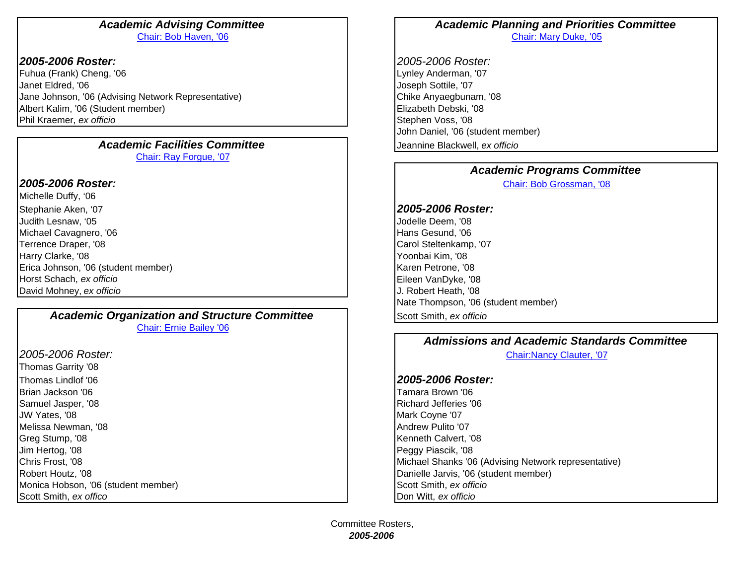### *Academic Advising Committee*

Chair: Bob Haven, '06

***2005-2006 Roster:***

Fuhua (Frank) Cheng, '06
Janet Eldred, '06
Jane Johnson, '06 (Advising Network Representative)
Albert Kalim, '06 (Student member)
Phil Kraemer, *ex officio*

### *Academic Facilities Committee*

Chair: Ray Forgue, '07

***2005-2006 Roster:***

Michelle Duffy, '06
Stephanie Aken, '07
Judith Lesnaw, '05
Michael Cavagnero, '06
Terrence Draper, '08
Harry Clarke, '08
Erica Johnson, '06 (student member)
Horst Schach, *ex officio*
David Mohney, *ex officio*

### *Academic Organization and Structure Committee*

Chair: Ernie Bailey '06

*2005-2006 Roster:*

Thomas Garrity '08
Thomas Lindlof '06
Brian Jackson '06
Samuel Jasper, '08
JW Yates, '08
Melissa Newman, '08
Greg Stump, '08
Jim Hertog, '08
Chris Frost, '08
Robert Houtz, '08
Monica Hobson, '06 (student member)
Scott Smith, *ex offico*

### *Academic Planning and Priorities Committee*

Chair: Mary Duke, '05

*2005-2006 Roster:*

Lynley Anderman, '07
Joseph Sottile, '07
Chike Anyaegbunam, '08
Elizabeth Debski, '08
Stephen Voss, '08
John Daniel, '06 (student member)
Jeannine Blackwell, *ex officio*

### *Academic Programs Committee*

Chair: Bob Grossman, '08

***2005-2006 Roster:***

Jodelle Deem, '08
Hans Gesund, '06
Carol Steltenkamp, '07
Yoonbai Kim, '08
Karen Petrone, '08
Eileen VanDyke, '08
J. Robert Heath, '08
Nate Thompson, '06 (student member)
Scott Smith, *ex officio*

### *Admissions and Academic Standards Committee*

Chair:Nancy Clauter, '07

***2005-2006 Roster:***

Tamara Brown '06
Richard Jefferies '06
Mark Coyne '07
Andrew Pulito '07
Kenneth Calvert, '08
Peggy Piascik, '08
Michael Shanks '06 (Advising Network representative)
Danielle Jarvis, '06 (student member)
Scott Smith, *ex officio*
Don Witt, *ex officio*

Committee Rosters,
***2005-2006***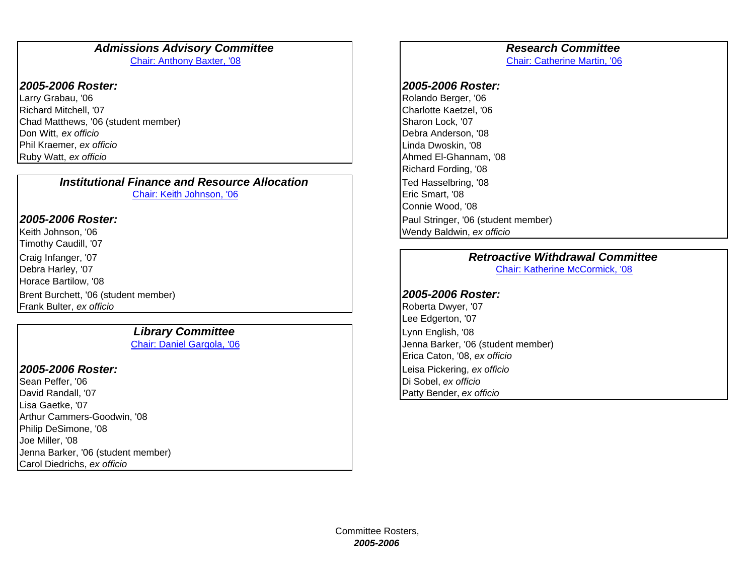### *Admissions Advisory Committee*

Chair: Anthony Baxter, '08

**_2005-2006 Roster:_**

Larry Grabau, '06
Richard Mitchell, '07
Chad Matthews, '06 (student member)
Don Witt, *ex officio*
Phil Kraemer, *ex officio*
Ruby Watt, *ex officio*

### *Institutional Finance and Resource Allocation*

Chair: Keith Johnson, '06

**_2005-2006 Roster:_**

Keith Johnson, '06
Timothy Caudill, '07
Craig Infanger, '07
Debra Harley, '07
Horace Bartilow, '08
Brent Burchett, '06 (student member)
Frank Bulter, *ex officio*

### *Library Committee*

Chair: Daniel Gargola, '06

**_2005-2006 Roster:_**

Sean Peffer, '06
David Randall, '07
Lisa Gaetke, '07
Arthur Cammers-Goodwin, '08
Philip DeSimone, '08
Joe Miller, '08
Jenna Barker, '06 (student member)
Carol Diedrichs, *ex officio*

### *Research Committee*

Chair: Catherine Martin, '06

**_2005-2006 Roster:_**

Rolando Berger, '06
Charlotte Kaetzel, '06
Sharon Lock, '07
Debra Anderson, '08
Linda Dwoskin, '08
Ahmed El-Ghannam, '08
Richard Fording, '08
Ted Hasselbring, '08
Eric Smart, '08
Connie Wood, '08
Paul Stringer, '06 (student member)
Wendy Baldwin, *ex officio*

### *Retroactive Withdrawal Committee*

Chair: Katherine McCormick, '08

**_2005-2006 Roster:_**

Roberta Dwyer, '07
Lee Edgerton, '07
Lynn English, '08
Jenna Barker, '06 (student member)
Erica Caton, '08, *ex officio*
Leisa Pickering, *ex officio*
Di Sobel, *ex officio*
Patty Bender, *ex officio*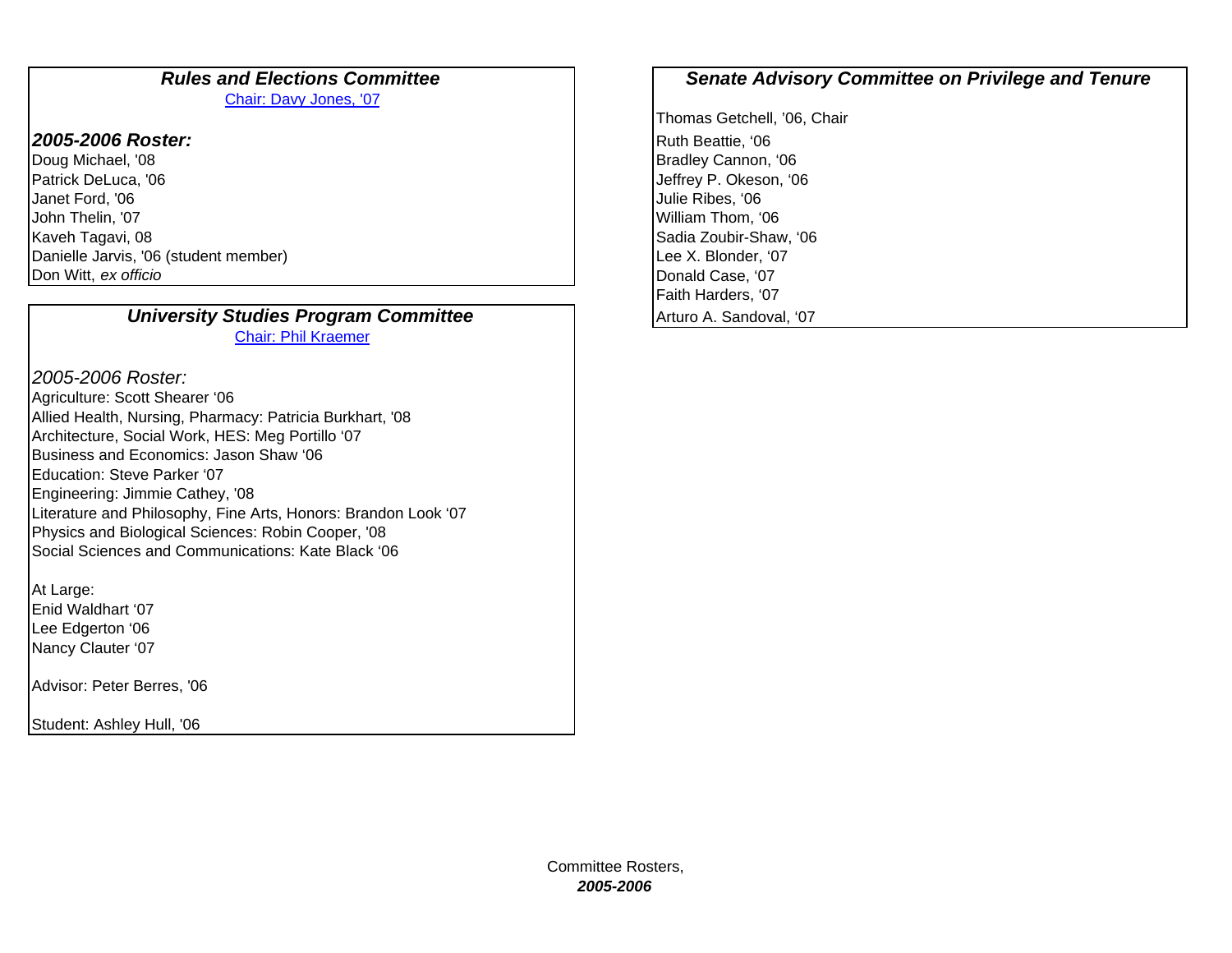### *Rules and Elections Committee*

Chair: Davy Jones, '07

***2005-2006 Roster:***

Doug Michael, '08
Patrick DeLuca, '06
Janet Ford, '06
John Thelin, '07
Kaveh Tagavi, 08
Danielle Jarvis, '06 (student member)
Don Witt, *ex officio*

### *University Studies Program Committee*

Chair: Phil Kraemer

*2005-2006 Roster:*

Agriculture: Scott Shearer '06
Allied Health, Nursing, Pharmacy: Patricia Burkhart, '08
Architecture, Social Work, HES: Meg Portillo '07
Business and Economics: Jason Shaw '06
Education: Steve Parker '07
Engineering: Jimmie Cathey, '08
Literature and Philosophy, Fine Arts, Honors: Brandon Look '07
Physics and Biological Sciences: Robin Cooper, '08
Social Sciences and Communications: Kate Black '06

At Large:
Enid Waldhart '07
Lee Edgerton '06
Nancy Clauter '07

Advisor: Peter Berres, '06

Student: Ashley Hull, '06

### *Senate Advisory Committee on Privilege and Tenure*

Thomas Getchell, '06, Chair
Ruth Beattie, '06
Bradley Cannon, '06
Jeffrey P. Okeson, '06
Julie Ribes, '06
William Thom, '06
Sadia Zoubir-Shaw, '06
Lee X. Blonder, '07
Donald Case, '07
Faith Harders, '07
Arturo A. Sandoval, '07